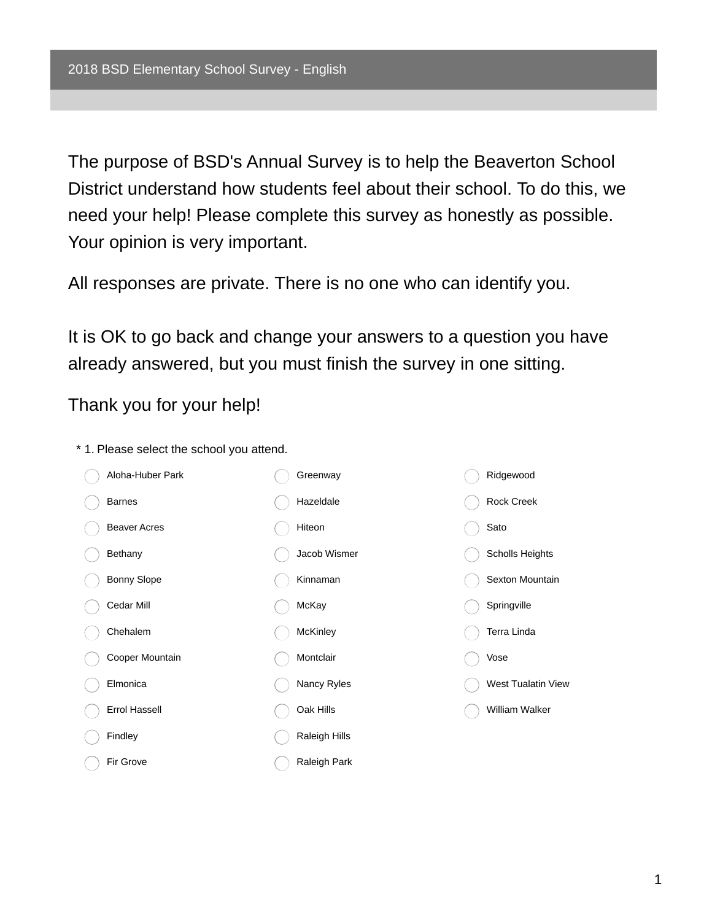# 2018 BSD Elementary School Survey - English

The purpose of BSD's Annual Survey is to help the Beaverton School District understand how students feel about their school. To do this, we need your help! Please complete this survey as honestly as possible. Your opinion is very important.

All responses are private. There is no one who can identify you.

It is OK to go back and change your answers to a question you have already answered, but you must finish the survey in one sitting.

Thank you for your help!

\* 1. Please select the school you attend.

- Aloha-Huber Park
- Barnes
- Beaver Acres
- Bethany
- Bonny Slope
- Cedar Mill
- Chehalem
- Cooper Mountain
- Elmonica
- Errol Hassell
- Findley
- Fir Grove
- Greenway
- Hazeldale
- Hiteon
- Jacob Wismer
- Kinnaman
- McKay
- McKinley
- Montclair
- Nancy Ryles
- Oak Hills
- Raleigh Hills
- Raleigh Park
- Ridgewood
- Rock Creek
- Sato
- Scholls Heights
- Sexton Mountain
- Springville
- Terra Linda
- Vose
- West Tualatin View
- William Walker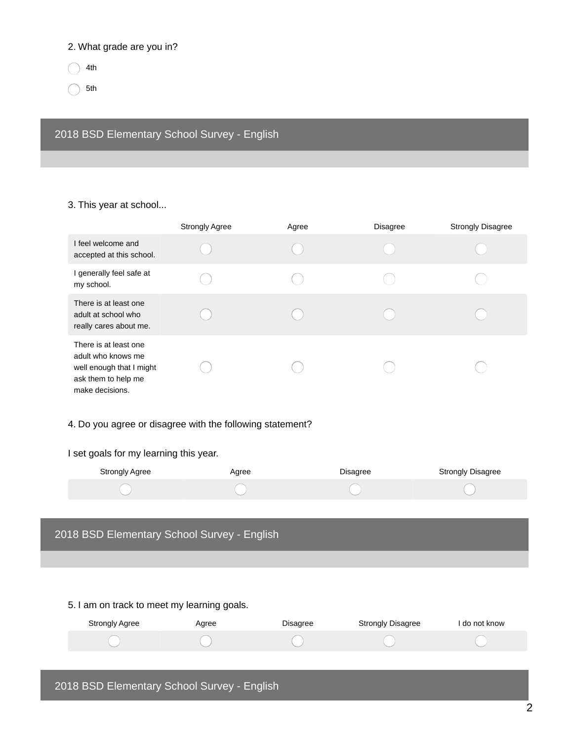2. What grade are you in?

- ◯ 4th
- ◯ 5th

## 2018 BSD Elementary School Survey - English

3. This year at school...

| | Strongly Agree | Agree | Disagree | Strongly Disagree |
|---|---|---|---|---|
| I feel welcome and accepted at this school. | ◯ | ◯ | ◯ | ◯ |
| I generally feel safe at my school. | ◯ | ◯ | ◯ | ◯ |
| There is at least one adult at school who really cares about me. | ◯ | ◯ | ◯ | ◯ |
| There is at least one adult who knows me well enough that I might ask them to help me make decisions. | ◯ | ◯ | ◯ | ◯ |

4. Do you agree or disagree with the following statement?

I set goals for my learning this year.

| Strongly Agree | Agree | Disagree | Strongly Disagree |
|---|---|---|---|
| ◯ | ◯ | ◯ | ◯ |

## 2018 BSD Elementary School Survey - English

5. I am on track to meet my learning goals.

| Strongly Agree | Agree | Disagree | Strongly Disagree | I do not know |
|---|---|---|---|---|
| ◯ | ◯ | ◯ | ◯ | ◯ |

## 2018 BSD Elementary School Survey - English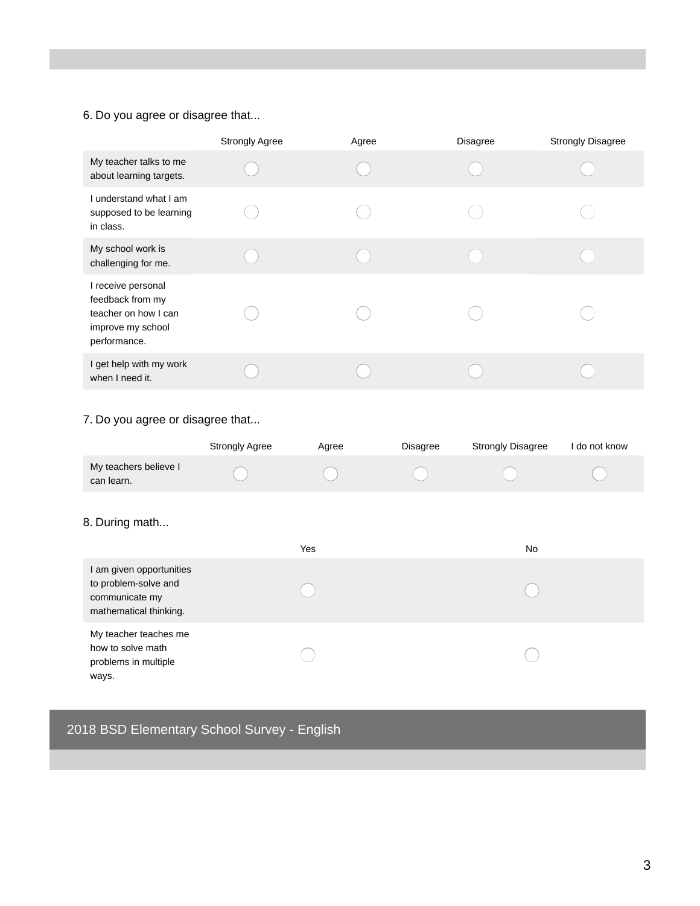6. Do you agree or disagree that...

| | Strongly Agree | Agree | Disagree | Strongly Disagree |
|---|---|---|---|---|
| My teacher talks to me about learning targets. | ◯ | ◯ | ◯ | ◯ |
| I understand what I am supposed to be learning in class. | ◯ | ◯ | ◯ | ◯ |
| My school work is challenging for me. | ◯ | ◯ | ◯ | ◯ |
| I receive personal feedback from my teacher on how I can improve my school performance. | ◯ | ◯ | ◯ | ◯ |
| I get help with my work when I need it. | ◯ | ◯ | ◯ | ◯ |

7. Do you agree or disagree that...

| | Strongly Agree | Agree | Disagree | Strongly Disagree | I do not know |
|---|---|---|---|---|---|
| My teachers believe I can learn. | ◯ | ◯ | ◯ | ◯ | ◯ |

8. During math...

| | Yes | No |
|---|---|---|
| I am given opportunities to problem-solve and communicate my mathematical thinking. | ◯ | ◯ |
| My teacher teaches me how to solve math problems in multiple ways. | ◯ | ◯ |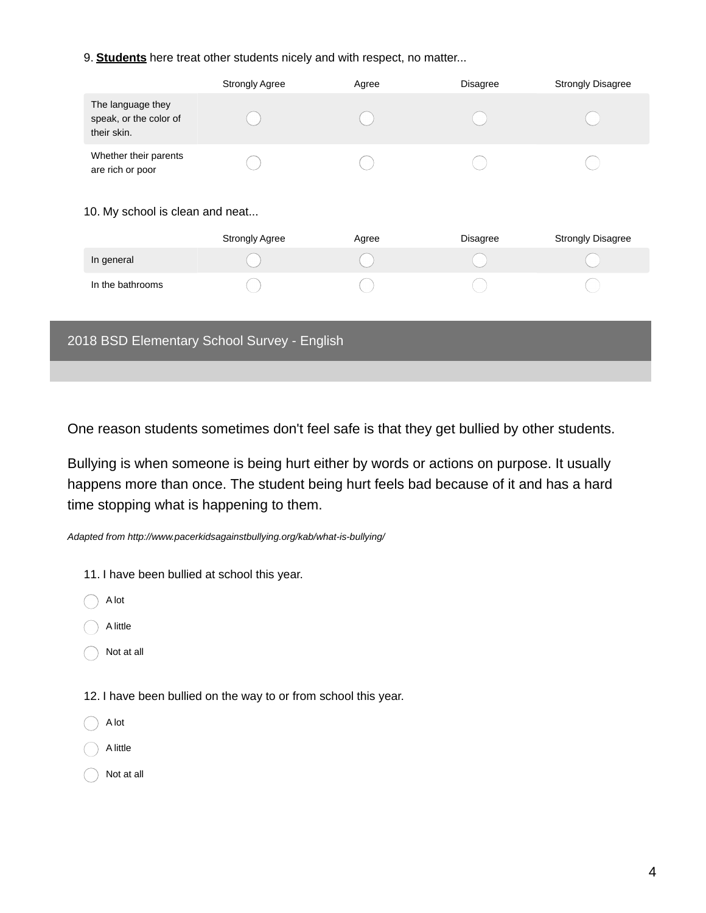9. **Students** here treat other students nicely and with respect, no matter...

| | Strongly Agree | Agree | Disagree | Strongly Disagree |
|---|---|---|---|---|
| The language they speak, or the color of their skin. | ◯ | ◯ | ◯ | ◯ |
| Whether their parents are rich or poor | ◯ | ◯ | ◯ | ◯ |

10. My school is clean and neat...

| | Strongly Agree | Agree | Disagree | Strongly Disagree |
|---|---|---|---|---|
| In general | ◯ | ◯ | ◯ | ◯ |
| In the bathrooms | ◯ | ◯ | ◯ | ◯ |

## 2018 BSD Elementary School Survey - English

One reason students sometimes don't feel safe is that they get bullied by other students.

Bullying is when someone is being hurt either by words or actions on purpose. It usually happens more than once. The student being hurt feels bad because of it and has a hard time stopping what is happening to them.

*Adapted from http://www.pacerkidsagainstbullying.org/kab/what-is-bullying/*

11. I have been bullied at school this year.

- ◯ A lot
- ◯ A little
- ◯ Not at all

12. I have been bullied on the way to or from school this year.

- ◯ A lot
- ◯ A little
- ◯ Not at all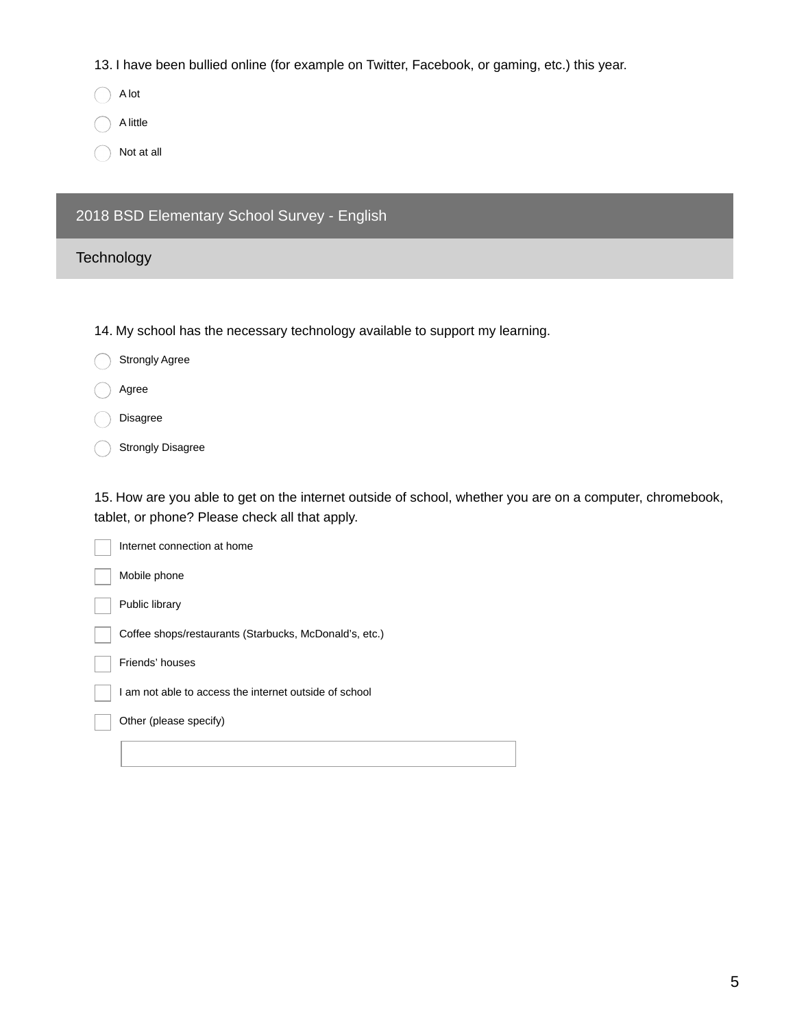13. I have been bullied online (for example on Twitter, Facebook, or gaming, etc.) this year.

- ◯ A lot
- ◯ A little
- ◯ Not at all

## 2018 BSD Elementary School Survey - English

### Technology

14. My school has the necessary technology available to support my learning.

- ◯ Strongly Agree
- ◯ Agree
- ◯ Disagree
- ◯ Strongly Disagree

15. How are you able to get on the internet outside of school, whether you are on a computer, chromebook, tablet, or phone? Please check all that apply.

- ☐ Internet connection at home
- ☐ Mobile phone
- ☐ Public library
- ☐ Coffee shops/restaurants (Starbucks, McDonald's, etc.)
- ☐ Friends' houses
- ☐ I am not able to access the internet outside of school
- ☐ Other (please specify)

\_\_\_\_\_\_\_\_\_\_\_\_\_\_\_\_\_\_\_\_\_\_\_\_\_\_\_\_\_\_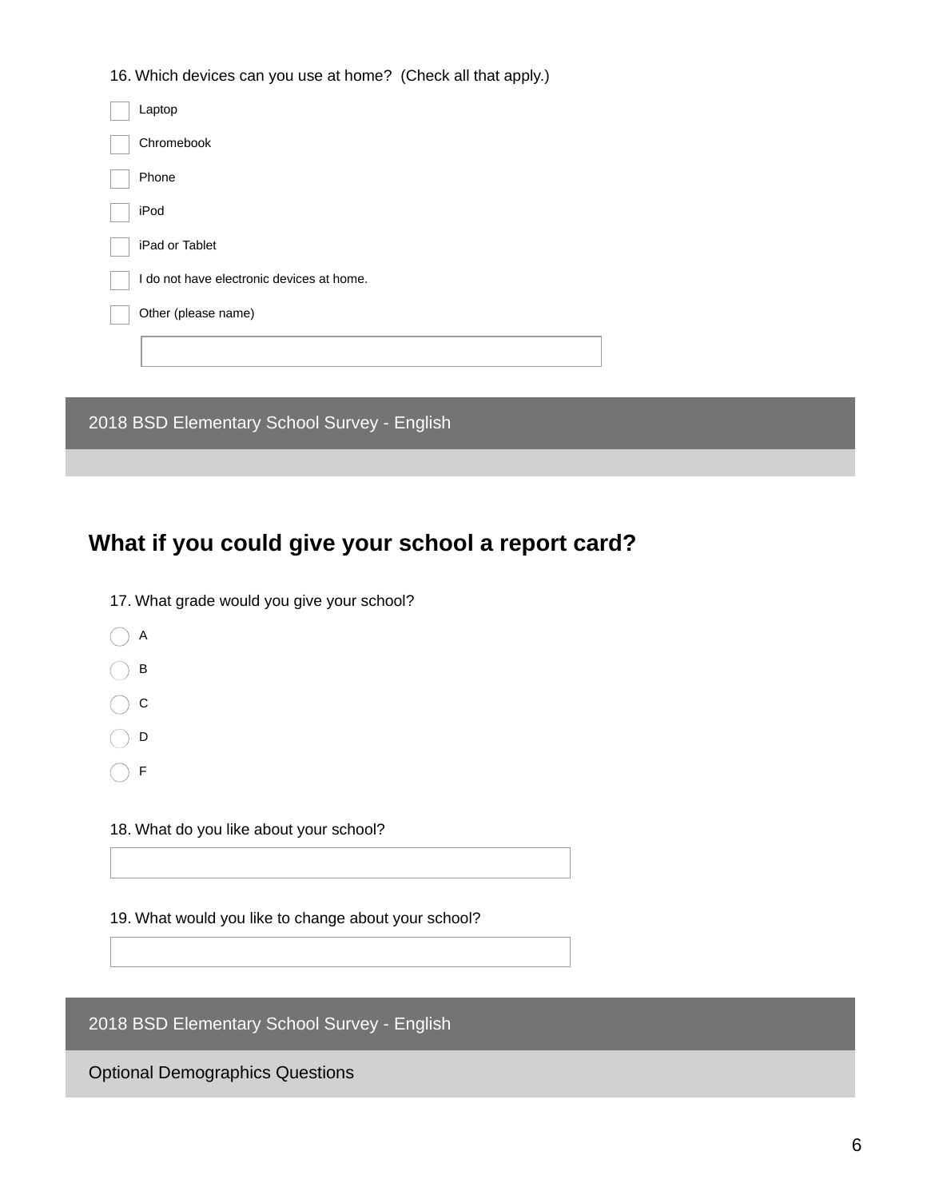16. Which devices can you use at home? (Check all that apply.)

- [ ] Laptop
- [ ] Chromebook
- [ ] Phone
- [ ] iPod
- [ ] iPad or Tablet
- [ ] I do not have electronic devices at home.
- [ ] Other (please name)

\_\_\_\_\_\_\_\_\_\_\_\_\_\_\_\_\_\_\_\_

2018 BSD Elementary School Survey - English

## What if you could give your school a report card?

17. What grade would you give your school?

- ○ A
- ○ B
- ○ C
- ○ D
- ○ F

18. What do you like about your school?

\_\_\_\_\_\_\_\_\_\_\_\_\_\_\_\_\_\_\_\_

19. What would you like to change about your school?

\_\_\_\_\_\_\_\_\_\_\_\_\_\_\_\_\_\_\_\_

2018 BSD Elementary School Survey - English

Optional Demographics Questions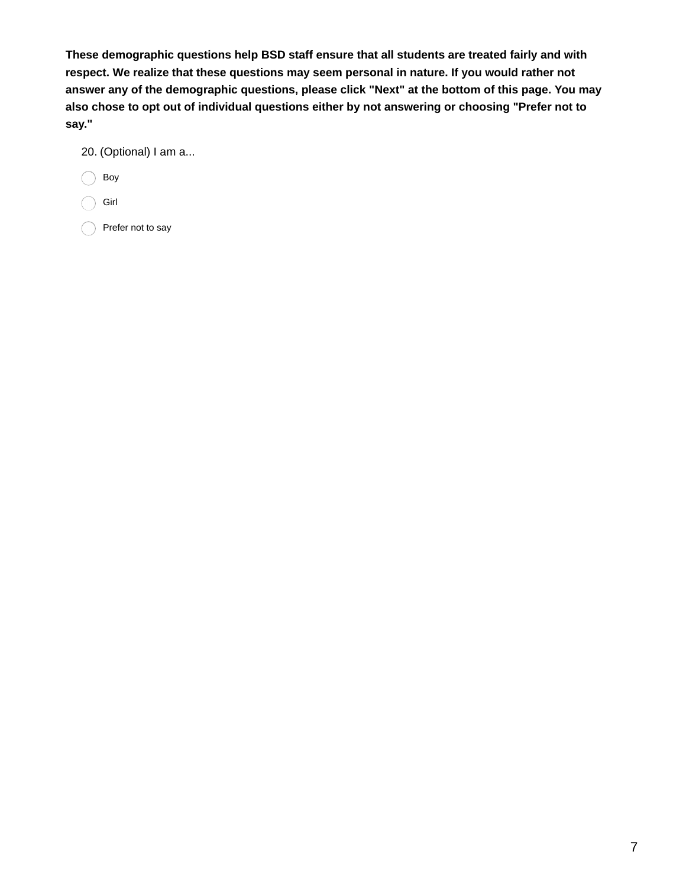**These demographic questions help BSD staff ensure that all students are treated fairly and with respect. We realize that these questions may seem personal in nature. If you would rather not answer any of the demographic questions, please click "Next" at the bottom of this page. You may also chose to opt out of individual questions either by not answering or choosing "Prefer not to say."**

20. (Optional) I am a...

- ◯ Boy
- ◯ Girl
- ◯ Prefer not to say